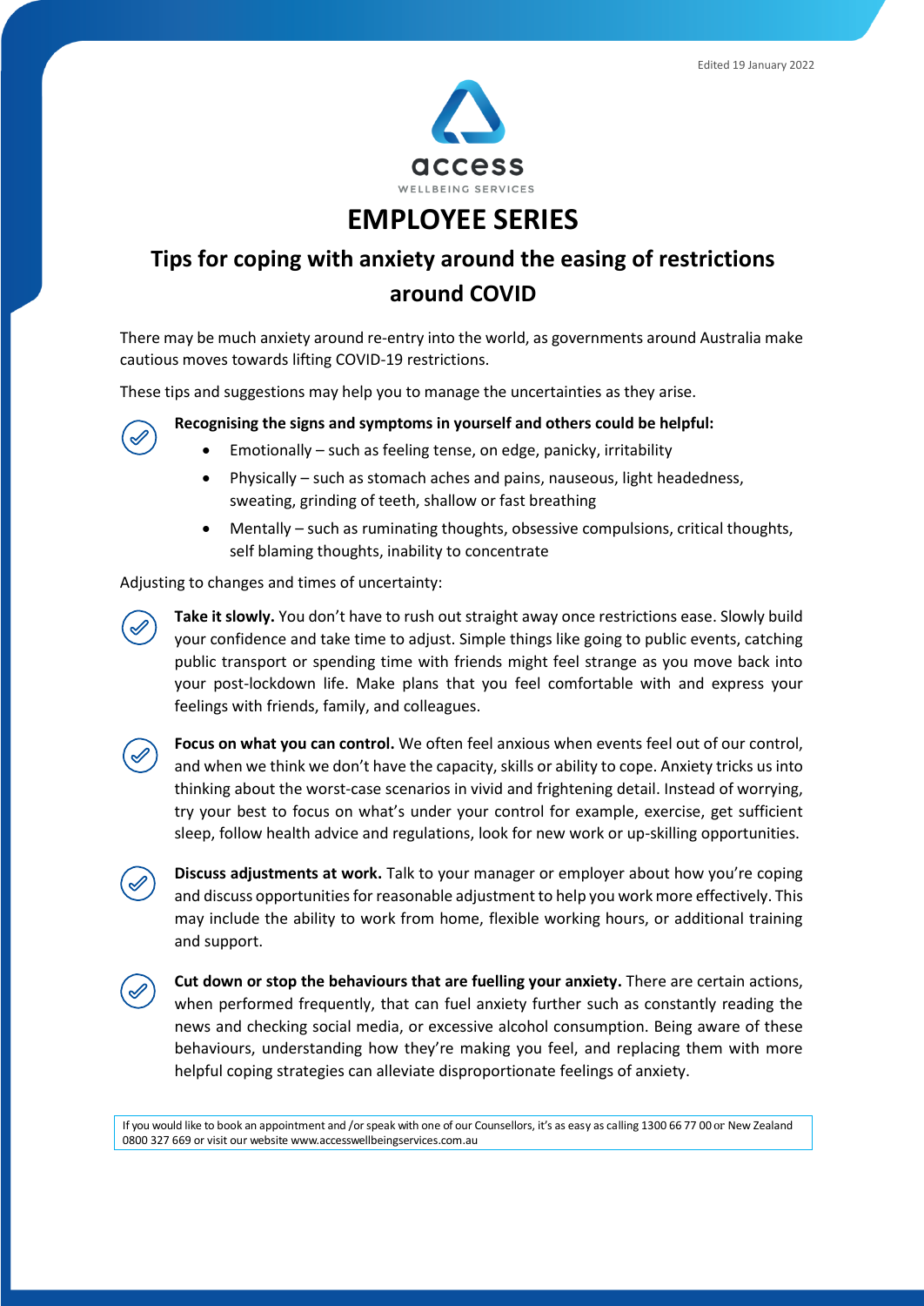Edited 19 January 2022

access
WELLBEING SERVICES

# EMPLOYEE SERIES

## Tips for coping with anxiety around the easing of restrictions around COVID

There may be much anxiety around re-entry into the world, as governments around Australia make cautious moves towards lifting COVID-19 restrictions.

These tips and suggestions may help you to manage the uncertainties as they arise.

**Recognising the signs and symptoms in yourself and others could be helpful:**

- Emotionally – such as feeling tense, on edge, panicky, irritability
- Physically – such as stomach aches and pains, nauseous, light headedness, sweating, grinding of teeth, shallow or fast breathing
- Mentally – such as ruminating thoughts, obsessive compulsions, critical thoughts, self blaming thoughts, inability to concentrate

Adjusting to changes and times of uncertainty:

**Take it slowly.** You don't have to rush out straight away once restrictions ease. Slowly build your confidence and take time to adjust. Simple things like going to public events, catching public transport or spending time with friends might feel strange as you move back into your post-lockdown life. Make plans that you feel comfortable with and express your feelings with friends, family, and colleagues.

**Focus on what you can control.** We often feel anxious when events feel out of our control, and when we think we don't have the capacity, skills or ability to cope. Anxiety tricks us into thinking about the worst-case scenarios in vivid and frightening detail. Instead of worrying, try your best to focus on what's under your control for example, exercise, get sufficient sleep, follow health advice and regulations, look for new work or up-skilling opportunities.

**Discuss adjustments at work.** Talk to your manager or employer about how you're coping and discuss opportunities for reasonable adjustment to help you work more effectively. This may include the ability to work from home, flexible working hours, or additional training and support.

**Cut down or stop the behaviours that are fuelling your anxiety.** There are certain actions, when performed frequently, that can fuel anxiety further such as constantly reading the news and checking social media, or excessive alcohol consumption. Being aware of these behaviours, understanding how they're making you feel, and replacing them with more helpful coping strategies can alleviate disproportionate feelings of anxiety.

If you would like to book an appointment and /or speak with one of our Counsellors, it's as easy as calling 1300 66 77 00 or New Zealand 0800 327 669 or visit our website www.accesswellbeingservices.com.au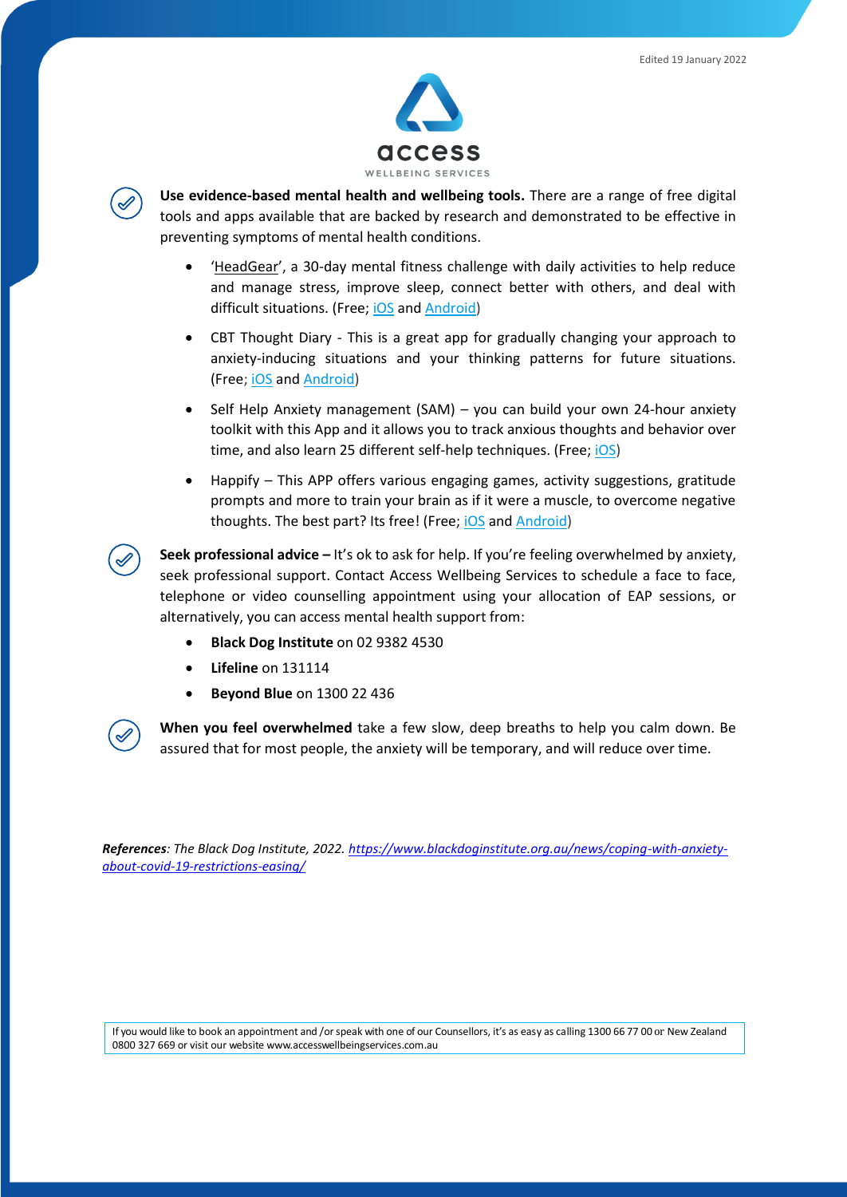Edited 19 January 2022

**Use evidence-based mental health and wellbeing tools.** There are a range of free digital tools and apps available that are backed by research and demonstrated to be effective in preventing symptoms of mental health conditions.

- 'HeadGear', a 30-day mental fitness challenge with daily activities to help reduce and manage stress, improve sleep, connect better with others, and deal with difficult situations. (Free; iOS and Android)
- CBT Thought Diary - This is a great app for gradually changing your approach to anxiety-inducing situations and your thinking patterns for future situations. (Free; iOS and Android)
- Self Help Anxiety management (SAM) – you can build your own 24-hour anxiety toolkit with this App and it allows you to track anxious thoughts and behavior over time, and also learn 25 different self-help techniques. (Free; iOS)
- Happify – This APP offers various engaging games, activity suggestions, gratitude prompts and more to train your brain as if it were a muscle, to overcome negative thoughts. The best part? Its free! (Free; iOS and Android)

**Seek professional advice –** It's ok to ask for help. If you're feeling overwhelmed by anxiety, seek professional support. Contact Access Wellbeing Services to schedule a face to face, telephone or video counselling appointment using your allocation of EAP sessions, or alternatively, you can access mental health support from:

- **Black Dog Institute** on 02 9382 4530
- **Lifeline** on 131114
- **Beyond Blue** on 1300 22 436

**When you feel overwhelmed** take a few slow, deep breaths to help you calm down. Be assured that for most people, the anxiety will be temporary, and will reduce over time.

***References**: The Black Dog Institute, 2022. https://www.blackdoginstitute.org.au/news/coping-with-anxiety-about-covid-19-restrictions-easing/*

If you would like to book an appointment and /or speak with one of our Counsellors, it's as easy as calling 1300 66 77 00 or New Zealand 0800 327 669 or visit our website www.accesswellbeingservices.com.au